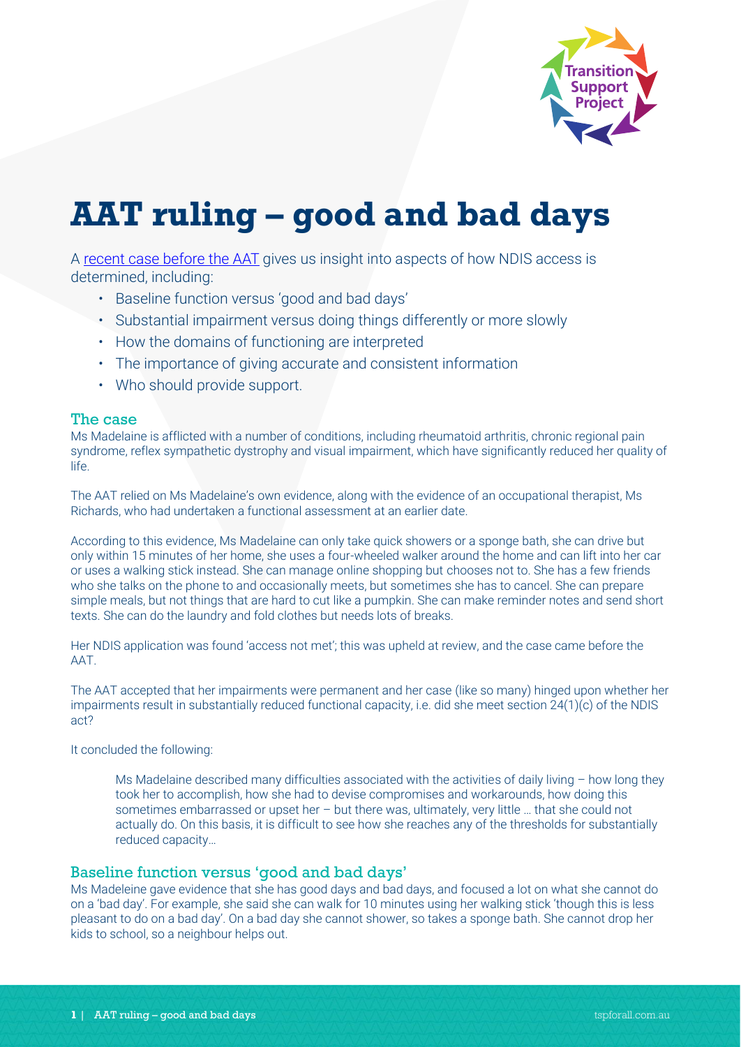# AAT ruling – good and bad days

A [recent case before the AAT] gives us insight into aspects of how NDIS access is determined, including:

- Baseline function versus 'good and bad days'
- Substantial impairment versus doing things differently or more slowly
- How the domains of functioning are interpreted
- The importance of giving accurate and consistent information
- Who should provide support.

## The case

Ms Madelaine is afflicted with a number of conditions, including rheumatoid arthritis, chronic regional pain syndrome, reflex sympathetic dystrophy and visual impairment, which have significantly reduced her quality of life.

The AAT relied on Ms Madelaine's own evidence, along with the evidence of an occupational therapist, Ms Richards, who had undertaken a functional assessment at an earlier date.

According to this evidence, Ms Madelaine can only take quick showers or a sponge bath, she can drive but only within 15 minutes of her home, she uses a four-wheeled walker around the home and can lift into her car or uses a walking stick instead. She can manage online shopping but chooses not to. She has a few friends who she talks on the phone to and occasionally meets, but sometimes she has to cancel. She can prepare simple meals, but not things that are hard to cut like a pumpkin. She can make reminder notes and send short texts. She can do the laundry and fold clothes but needs lots of breaks.

Her NDIS application was found 'access not met'; this was upheld at review, and the case came before the AAT.

The AAT accepted that her impairments were permanent and her case (like so many) hinged upon whether her impairments result in substantially reduced functional capacity, i.e. did she meet section 24(1)(c) of the NDIS act?

It concluded the following:

> Ms Madelaine described many difficulties associated with the activities of daily living – how long they took her to accomplish, how she had to devise compromises and workarounds, how doing this sometimes embarrassed or upset her – but there was, ultimately, very little … that she could not actually do. On this basis, it is difficult to see how she reaches any of the thresholds for substantially reduced capacity…

## Baseline function versus 'good and bad days'

Ms Madeleine gave evidence that she has good days and bad days, and focused a lot on what she cannot do on a 'bad day'. For example, she said she can walk for 10 minutes using her walking stick 'though this is less pleasant to do on a bad day'. On a bad day she cannot shower, so takes a sponge bath. She cannot drop her kids to school, so a neighbour helps out.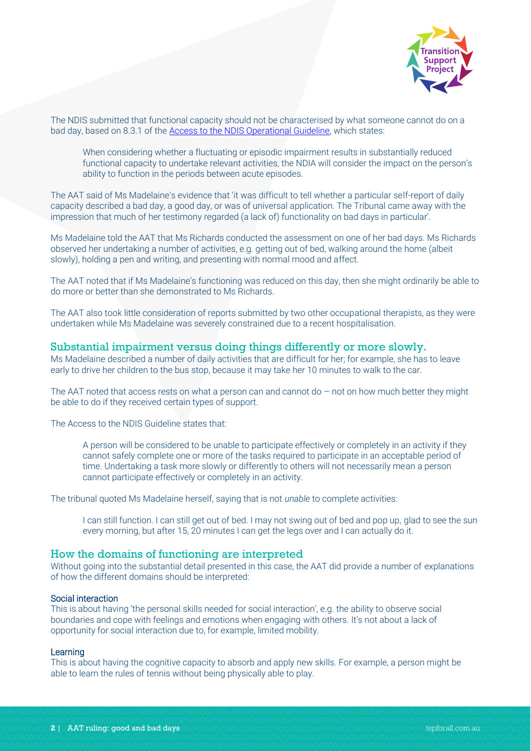The NDIS submitted that functional capacity should not be characterised by what someone cannot do on a bad day, based on 8.3.1 of the [Access to the NDIS Operational Guideline](), which states:

> When considering whether a fluctuating or episodic impairment results in substantially reduced functional capacity to undertake relevant activities, the NDIA will consider the impact on the person's ability to function in the periods between acute episodes.

The AAT said of Ms Madelaine's evidence that 'it was difficult to tell whether a particular self-report of daily capacity described a bad day, a good day, or was of universal application. The Tribunal came away with the impression that much of her testimony regarded (a lack of) functionality on bad days in particular'.

Ms Madelaine told the AAT that Ms Richards conducted the assessment on one of her bad days. Ms Richards observed her undertaking a number of activities, e.g. getting out of bed, walking around the home (albeit slowly), holding a pen and writing, and presenting with normal mood and affect.

The AAT noted that if Ms Madelaine's functioning was reduced on this day, then she might ordinarily be able to do more or better than she demonstrated to Ms Richards.

The AAT also took little consideration of reports submitted by two other occupational therapists, as they were undertaken while Ms Madelaine was severely constrained due to a recent hospitalisation.

## Substantial impairment versus doing things differently or more slowly.

Ms Madelaine described a number of daily activities that are difficult for her; for example, she has to leave early to drive her children to the bus stop, because it may take her 10 minutes to walk to the car.

The AAT noted that access rests on what a person can and cannot do – not on how much better they might be able to do if they received certain types of support.

The Access to the NDIS Guideline states that:

> A person will be considered to be unable to participate effectively or completely in an activity if they cannot safely complete one or more of the tasks required to participate in an acceptable period of time. Undertaking a task more slowly or differently to others will not necessarily mean a person cannot participate effectively or completely in an activity.

The tribunal quoted Ms Madelaine herself, saying that is not *unable* to complete activities:

> I can still function. I can still get out of bed. I may not swing out of bed and pop up, glad to see the sun every morning, but after 15, 20 minutes I can get the legs over and I can actually do it.

## How the domains of functioning are interpreted

Without going into the substantial detail presented in this case, the AAT did provide a number of explanations of how the different domains should be interpreted:

### Social interaction

This is about having 'the personal skills needed for social interaction', e.g. the ability to observe social boundaries and cope with feelings and emotions when engaging with others. It's not about a lack of opportunity for social interaction due to, for example, limited mobility.

### Learning

This is about having the cognitive capacity to absorb and apply new skills. For example, a person might be able to learn the rules of tennis without being physically able to play.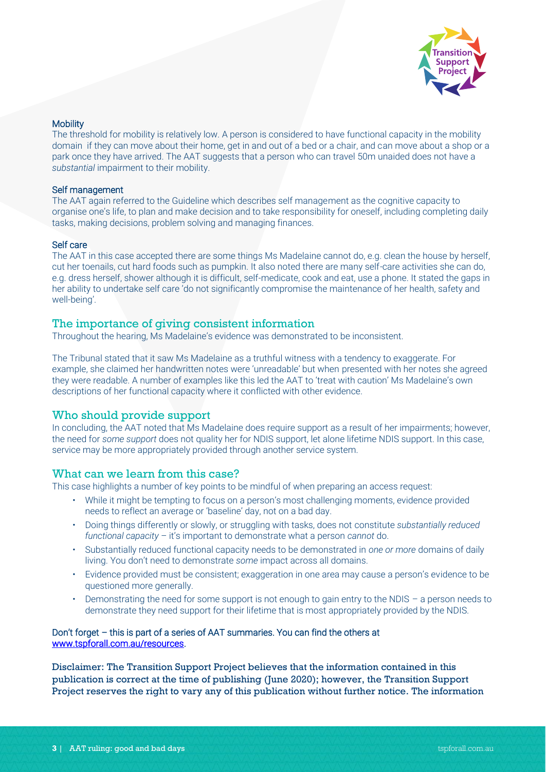#### Mobility

The threshold for mobility is relatively low. A person is considered to have functional capacity in the mobility domain  if they can move about their home, get in and out of a bed or a chair, and can move about a shop or a park once they have arrived. The AAT suggests that a person who can travel 50m unaided does not have a *substantial* impairment to their mobility.

#### Self management

The AAT again referred to the Guideline which describes self management as the cognitive capacity to organise one's life, to plan and make decision and to take responsibility for oneself, including completing daily tasks, making decisions, problem solving and managing finances.

#### Self care

The AAT in this case accepted there are some things Ms Madelaine cannot do, e.g. clean the house by herself, cut her toenails, cut hard foods such as pumpkin. It also noted there are many self-care activities she can do, e.g. dress herself, shower although it is difficult, self-medicate, cook and eat, use a phone. It stated the gaps in her ability to undertake self care 'do not significantly compromise the maintenance of her health, safety and well-being'.

## The importance of giving consistent information

Throughout the hearing, Ms Madelaine's evidence was demonstrated to be inconsistent.

The Tribunal stated that it saw Ms Madelaine as a truthful witness with a tendency to exaggerate. For example, she claimed her handwritten notes were 'unreadable' but when presented with her notes she agreed they were readable. A number of examples like this led the AAT to 'treat with caution' Ms Madelaine's own descriptions of her functional capacity where it conflicted with other evidence.

## Who should provide support

In concluding, the AAT noted that Ms Madelaine does require support as a result of her impairments; however, the need for *some support* does not quality her for NDIS support, let alone lifetime NDIS support. In this case, service may be more appropriately provided through another service system.

## What can we learn from this case?

This case highlights a number of key points to be mindful of when preparing an access request:

- While it might be tempting to focus on a person's most challenging moments, evidence provided needs to reflect an average or 'baseline' day, not on a bad day.
- Doing things differently or slowly, or struggling with tasks, does not constitute *substantially reduced functional capacity* – it's important to demonstrate what a person *cannot* do.
- Substantially reduced functional capacity needs to be demonstrated in *one or more* domains of daily living. You don't need to demonstrate *some* impact across all domains.
- Evidence provided must be consistent; exaggeration in one area may cause a person's evidence to be questioned more generally.
- Demonstrating the need for some support is not enough to gain entry to the NDIS – a person needs to demonstrate they need support for their lifetime that is most appropriately provided by the NDIS.

Don't forget – this is part of a series of AAT summaries. You can find the others at [www.tspforall.com.au/resources](www.tspforall.com.au/resources).

**Disclaimer: The Transition Support Project believes that the information contained in this publication is correct at the time of publishing (June 2020); however, the Transition Support Project reserves the right to vary any of this publication without further notice. The information**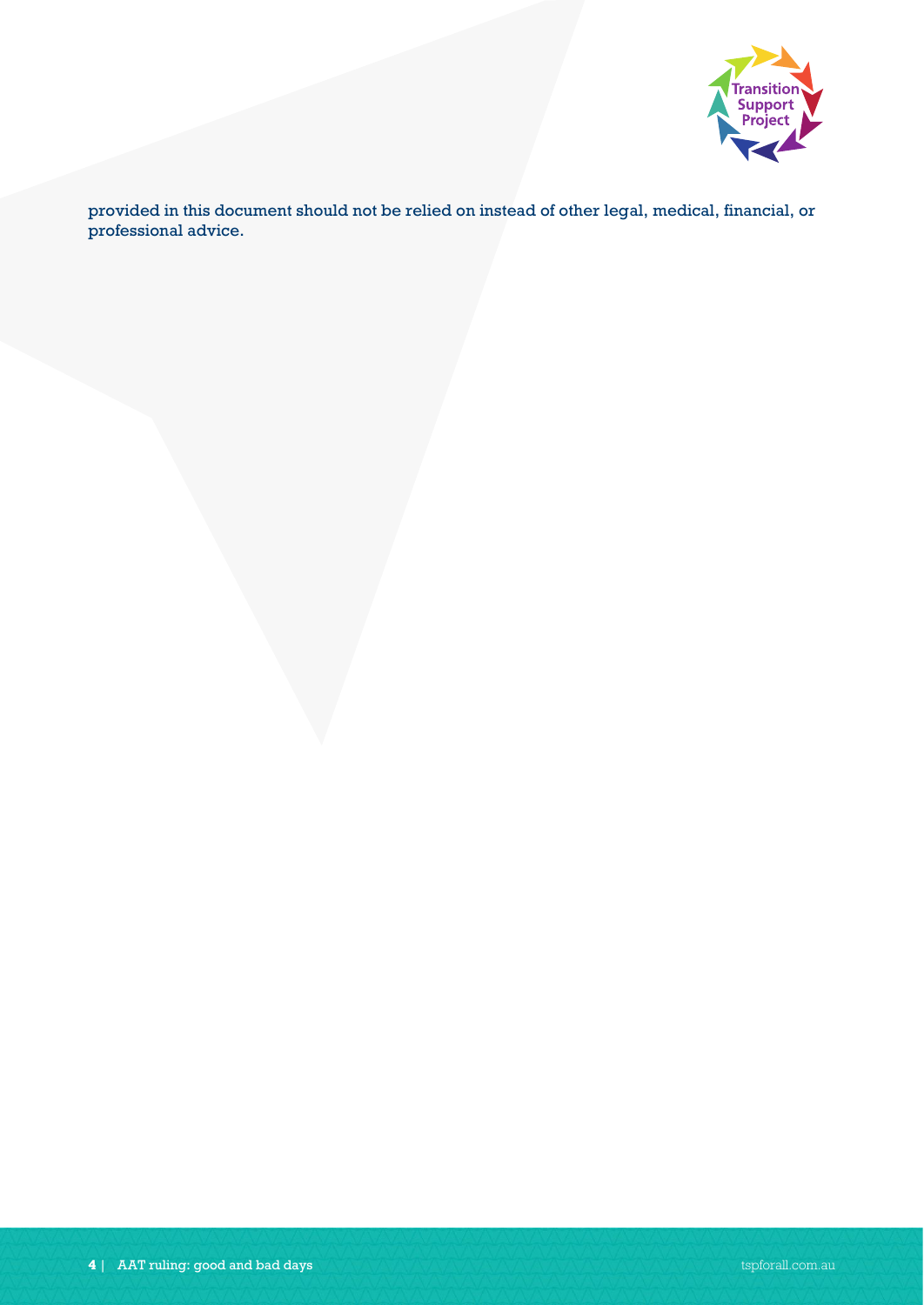provided in this document should not be relied on instead of other legal, medical, financial, or professional advice.